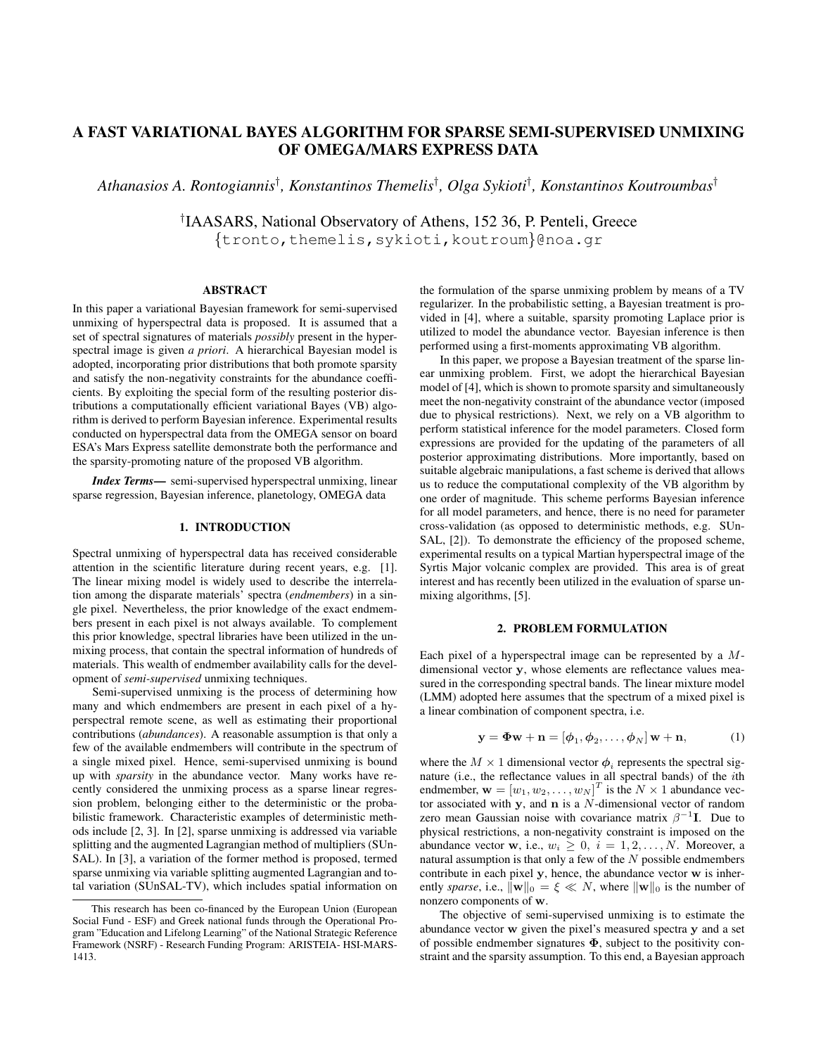# A FAST VARIATIONAL BAYES ALGORITHM FOR SPARSE SEMI-SUPERVISED UNMIXING OF OMEGA/MARS EXPRESS DATA

*Athanasios A. Rontogiannis*[†], *Konstantinos Themelis*[†], *Olga Sykioti*[†], *Konstantinos Koutroumbas*[†]

[†]IAASARS, National Observatory of Athens, 152 36, P. Penteli, Greece
{tronto,themelis,sykioti,koutroum}@noa.gr

## ABSTRACT

In this paper a variational Bayesian framework for semi-supervised unmixing of hyperspectral data is proposed. It is assumed that a set of spectral signatures of materials *possibly* present in the hyperspectral image is given *a priori*. A hierarchical Bayesian model is adopted, incorporating prior distributions that both promote sparsity and satisfy the non-negativity constraints for the abundance coefficients. By exploiting the special form of the resulting posterior distributions a computationally efficient variational Bayes (VB) algorithm is derived to perform Bayesian inference. Experimental results conducted on hyperspectral data from the OMEGA sensor on board ESA's Mars Express satellite demonstrate both the performance and the sparsity-promoting nature of the proposed VB algorithm.

***Index Terms*—** semi-supervised hyperspectral unmixing, linear sparse regression, Bayesian inference, planetology, OMEGA data

## 1. INTRODUCTION

Spectral unmixing of hyperspectral data has received considerable attention in the scientific literature during recent years, e.g. [1]. The linear mixing model is widely used to describe the interrelation among the disparate materials' spectra (*endmembers*) in a single pixel. Nevertheless, the prior knowledge of the exact endmembers present in each pixel is not always available. To complement this prior knowledge, spectral libraries have been utilized in the unmixing process, that contain the spectral information of hundreds of materials. This wealth of endmember availability calls for the development of *semi-supervised* unmixing techniques.

Semi-supervised unmixing is the process of determining how many and which endmembers are present in each pixel of a hyperspectral remote scene, as well as estimating their proportional contributions (*abundances*). A reasonable assumption is that only a few of the available endmembers will contribute in the spectrum of a single mixed pixel. Hence, semi-supervised unmixing is bound up with *sparsity* in the abundance vector. Many works have recently considered the unmixing process as a sparse linear regression problem, belonging either to the deterministic or the probabilistic framework. Characteristic examples of deterministic methods include [2, 3]. In [2], sparse unmixing is addressed via variable splitting and the augmented Lagrangian method of multipliers (SUnSAL). In [3], a variation of the former method is proposed, termed sparse unmixing via variable splitting augmented Lagrangian and total variation (SUnSAL-TV), which includes spatial information on the formulation of the sparse unmixing problem by means of a TV regularizer. In the probabilistic setting, a Bayesian treatment is provided in [4], where a suitable, sparsity promoting Laplace prior is utilized to model the abundance vector. Bayesian inference is then performed using a first-moments approximating VB algorithm.

In this paper, we propose a Bayesian treatment of the sparse linear unmixing problem. First, we adopt the hierarchical Bayesian model of [4], which is shown to promote sparsity and simultaneously meet the non-negativity constraint of the abundance vector (imposed due to physical restrictions). Next, we rely on a VB algorithm to perform statistical inference for the model parameters. Closed form expressions are provided for the updating of the parameters of all posterior approximating distributions. More importantly, based on suitable algebraic manipulations, a fast scheme is derived that allows us to reduce the computational complexity of the VB algorithm by one order of magnitude. This scheme performs Bayesian inference for all model parameters, and hence, there is no need for parameter cross-validation (as opposed to deterministic methods, e.g. SUnSAL, [2]). To demonstrate the efficiency of the proposed scheme, experimental results on a typical Martian hyperspectral image of the Syrtis Major volcanic complex are provided. This area is of great interest and has recently been utilized in the evaluation of sparse unmixing algorithms, [5].

## 2. PROBLEM FORMULATION

Each pixel of a hyperspectral image can be represented by a $M$-dimensional vector $\mathbf{y}$, whose elements are reflectance values measured in the corresponding spectral bands. The linear mixture model (LMM) adopted here assumes that the spectrum of a mixed pixel is a linear combination of component spectra, i.e.

$$\mathbf{y} = \mathbf{\Phi}\mathbf{w} + \mathbf{n} = [\boldsymbol{\phi}_1, \boldsymbol{\phi}_2, \ldots, \boldsymbol{\phi}_N]\,\mathbf{w} + \mathbf{n}, \tag{1}$$

where the $M \times 1$ dimensional vector $\boldsymbol{\phi}_i$ represents the spectral signature (i.e., the reflectance values in all spectral bands) of the $i$th endmember, $\mathbf{w} = [w_1, w_2, \ldots, w_N]^T$ is the $N \times 1$ abundance vector associated with $\mathbf{y}$, and $\mathbf{n}$ is a $N$-dimensional vector of random zero mean Gaussian noise with covariance matrix $\beta^{-1}\mathbf{I}$. Due to physical restrictions, a non-negativity constraint is imposed on the abundance vector $\mathbf{w}$, i.e., $w_i \geq 0,\ i = 1, 2, \ldots, N$. Moreover, a natural assumption is that only a few of the $N$ possible endmembers contribute in each pixel $\mathbf{y}$, hence, the abundance vector $\mathbf{w}$ is inherently *sparse*, i.e., $\|\mathbf{w}\|_0 = \xi \ll N$, where $\|\mathbf{w}\|_0$ is the number of nonzero components of $\mathbf{w}$.

The objective of semi-supervised unmixing is to estimate the abundance vector $\mathbf{w}$ given the pixel's measured spectra $\mathbf{y}$ and a set of possible endmember signatures $\mathbf{\Phi}$, subject to the positivity constraint and the sparsity assumption. To this end, a Bayesian approach

This research has been co-financed by the European Union (European Social Fund - ESF) and Greek national funds through the Operational Program "Education and Lifelong Learning" of the National Strategic Reference Framework (NSRF) - Research Funding Program: ARISTEIA- HSI-MARS-1413.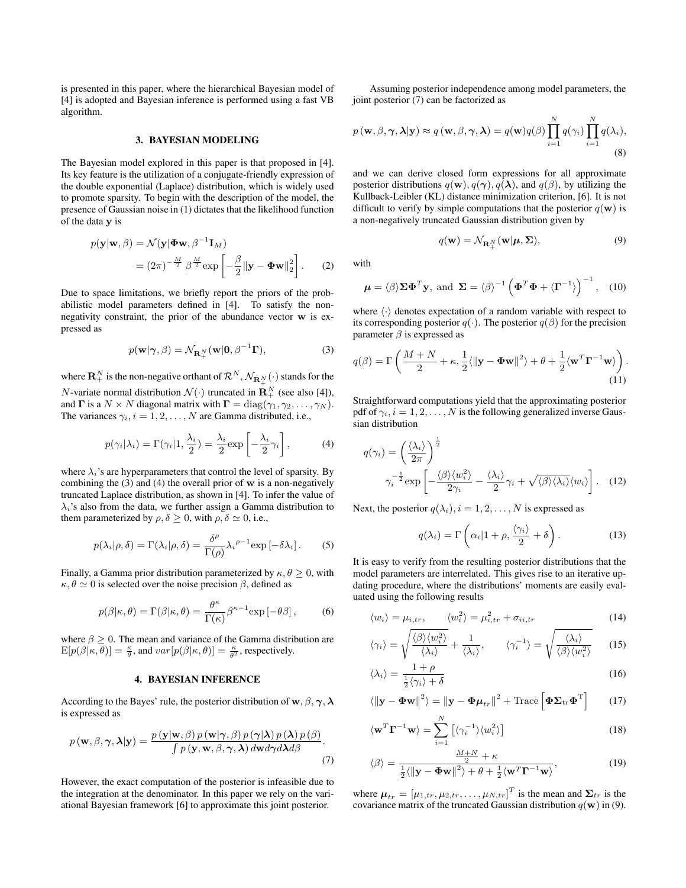is presented in this paper, where the hierarchical Bayesian model of [4] is adopted and Bayesian inference is performed using a fast VB algorithm.

## 3. BAYESIAN MODELING

The Bayesian model explored in this paper is that proposed in [4]. Its key feature is the utilization of a conjugate-friendly expression of the double exponential (Laplace) distribution, which is widely used to promote sparsity. To begin with the description of the model, the presence of Gaussian noise in (1) dictates that the likelihood function of the data $\mathbf{y}$ is

$$
\begin{aligned}
p(\mathbf{y}|\mathbf{w}, \beta) &= \mathcal{N}(\mathbf{y}|\mathbf{\Phi}\mathbf{w}, \beta^{-1}\mathbf{I}_M) \\
&= (2\pi)^{-\frac{M}{2}} \beta^{\frac{M}{2}} \exp\left[-\frac{\beta}{2}\|\mathbf{y} - \mathbf{\Phi}\mathbf{w}\|_2^2\right]. \quad (2)
\end{aligned}
$$

Due to space limitations, we briefly report the priors of the probabilistic model parameters defined in [4]. To satisfy the non-negativity constraint, the prior of the abundance vector $\mathbf{w}$ is expressed as

$$
p(\mathbf{w}|\boldsymbol{\gamma}, \beta) = \mathcal{N}_{\mathbf{R}_+^N}(\mathbf{w}|\mathbf{0}, \beta^{-1}\mathbf{\Gamma}), \quad (3)
$$

where $\mathbf{R}_+^N$ is the non-negative orthant of $\mathcal{R}^N$, $\mathcal{N}_{\mathbf{R}_+^N}(\cdot)$ stands for the $N$-variate normal distribution $\mathcal{N}(\cdot)$ truncated in $\mathbf{R}_+^N$ (see also [4]), and $\mathbf{\Gamma}$ is a $N \times N$ diagonal matrix with $\mathbf{\Gamma} = \text{diag}(\gamma_1, \gamma_2, \ldots, \gamma_N)$. The variances $\gamma_i, i = 1, 2, \ldots, N$ are Gamma distributed, i.e.,

$$
p(\gamma_i|\lambda_i) = \Gamma(\gamma_i|1, \frac{\lambda_i}{2}) = \frac{\lambda_i}{2}\exp\left[-\frac{\lambda_i}{2}\gamma_i\right], \quad (4)
$$

where $\lambda_i$'s are hyperparameters that control the level of sparsity. By combining the (3) and (4) the overall prior of $\mathbf{w}$ is a non-negatively truncated Laplace distribution, as shown in [4]. To infer the value of $\lambda_i$'s also from the data, we further assign a Gamma distribution to them parameterized by $\rho, \delta \geq 0$, with $\rho, \delta \simeq 0$, i.e.,

$$
p(\lambda_i|\rho, \delta) = \Gamma(\lambda_i|\rho, \delta) = \frac{\delta^\rho}{\Gamma(\rho)}\lambda_i{}^{\rho-1}\exp\left[-\delta\lambda_i\right]. \quad (5)
$$

Finally, a Gamma prior distribution parameterized by $\kappa, \theta \geq 0$, with $\kappa, \theta \simeq 0$ is selected over the noise precision $\beta$, defined as

$$
p(\beta|\kappa, \theta) = \Gamma(\beta|\kappa, \theta) = \frac{\theta^\kappa}{\Gamma(\kappa)}\beta^{\kappa-1}\exp\left[-\theta\beta\right], \quad (6)
$$

where $\beta \geq 0$. The mean and variance of the Gamma distribution are $\text{E}[p(\beta|\kappa, \theta)] = \frac{\kappa}{\theta}$, and $var[p(\beta|\kappa, \theta)] = \frac{\kappa}{\theta^2}$, respectively.

## 4. BAYESIAN INFERENCE

According to the Bayes' rule, the posterior distribution of $\mathbf{w}, \beta, \boldsymbol{\gamma}, \boldsymbol{\lambda}$ is expressed as

$$
p\left(\mathbf{w}, \beta, \boldsymbol{\gamma}, \boldsymbol{\lambda}|\mathbf{y}\right) = \frac{p\left(\mathbf{y}|\mathbf{w}, \beta\right) p\left(\mathbf{w}|\boldsymbol{\gamma}, \beta\right) p\left(\boldsymbol{\gamma}|\boldsymbol{\lambda}\right) p\left(\boldsymbol{\lambda}\right) p\left(\beta\right)}{\int p\left(\mathbf{y}, \mathbf{w}, \beta, \boldsymbol{\gamma}, \boldsymbol{\lambda}\right) d\mathbf{w} d\boldsymbol{\gamma} d\boldsymbol{\lambda} d\beta}. \quad (7)
$$

However, the exact computation of the posterior is infeasible due to the integration at the denominator. In this paper we rely on the variational Bayesian framework [6] to approximate this joint posterior.

Assuming posterior independence among model parameters, the joint posterior (7) can be factorized as

$$
p\left(\mathbf{w}, \beta, \boldsymbol{\gamma}, \boldsymbol{\lambda}|\mathbf{y}\right) \approx q\left(\mathbf{w}, \beta, \boldsymbol{\gamma}, \boldsymbol{\lambda}\right) = q(\mathbf{w})q(\beta)\prod_{i=1}^{N} q(\gamma_i)\prod_{i=1}^{N} q(\lambda_i), \quad (8)
$$

and we can derive closed form expressions for all approximate posterior distributions $q(\mathbf{w}), q(\boldsymbol{\gamma}), q(\boldsymbol{\lambda})$, and $q(\beta)$, by utilizing the Kullback-Leibler (KL) distance minimization criterion, [6]. It is not difficult to verify by simple computations that the posterior $q(\mathbf{w})$ is a non-negatively truncated Gaussian distribution given by

$$
q(\mathbf{w}) = \mathcal{N}_{\mathbf{R}_+^N}(\mathbf{w}|\boldsymbol{\mu}, \mathbf{\Sigma}), \quad (9)
$$

with

$$
\boldsymbol{\mu} = \langle\beta\rangle\mathbf{\Sigma}\mathbf{\Phi}^T\mathbf{y}, \text{ and } \mathbf{\Sigma} = \langle\beta\rangle^{-1}\left(\mathbf{\Phi}^T\mathbf{\Phi} + \langle\mathbf{\Gamma}^{-1}\rangle\right)^{-1}, \quad (10)
$$

where $\langle\cdot\rangle$ denotes expectation of a random variable with respect to its corresponding posterior $q(\cdot)$. The posterior $q(\beta)$ for the precision parameter $\beta$ is expressed as

$$
q(\beta) = \Gamma\left(\frac{M+N}{2} + \kappa, \frac{1}{2}\langle\|\mathbf{y} - \mathbf{\Phi}\mathbf{w}\|^2\rangle + \theta + \frac{1}{2}\langle\mathbf{w}^T\mathbf{\Gamma}^{-1}\mathbf{w}\rangle\right). \quad (11)
$$

Straightforward computations yield that the approximating posterior pdf of $\gamma_i, i = 1, 2, \ldots, N$ is the following generalized inverse Gaussian distribution

$$
q(\gamma_i) = \left(\frac{\langle\lambda_i\rangle}{2\pi}\right)^{\frac{1}{2}} \gamma_i^{-\frac{1}{2}}\exp\left[-\frac{\langle\beta\rangle\langle w_i^2\rangle}{2\gamma_i} - \frac{\langle\lambda_i\rangle}{2}\gamma_i + \sqrt{\langle\beta\rangle\langle\lambda_i\rangle}\langle w_i\rangle\right]. \quad (12)
$$

Next, the posterior $q(\lambda_i), i = 1, 2, \ldots, N$ is expressed as

$$
q(\lambda_i) = \Gamma\left(\alpha_i|1 + \rho, \frac{\langle\gamma_i\rangle}{2} + \delta\right). \quad (13)
$$

It is easy to verify from the resulting posterior distributions that the model parameters are interrelated. This gives rise to an iterative updating procedure, where the distributions' moments are easily evaluated using the following results

$$
\langle w_i\rangle = \mu_{i,tr}, \qquad \langle w_i^2\rangle = \mu_{i,tr}^2 + \sigma_{ii,tr} \quad (14)
$$

$$
\langle\gamma_i\rangle = \sqrt{\frac{\langle\beta\rangle\langle w_i^2\rangle}{\langle\lambda_i\rangle}} + \frac{1}{\langle\lambda_i\rangle}, \qquad \langle\gamma_i^{-1}\rangle = \sqrt{\frac{\langle\lambda_i\rangle}{\langle\beta\rangle\langle w_i^2\rangle}} \quad (15)
$$

$$
\langle\lambda_i\rangle = \frac{1+\rho}{\frac{1}{2}\langle\gamma_i\rangle + \delta} \quad (16)
$$

$$
\langle\|\mathbf{y} - \mathbf{\Phi}\mathbf{w}\|^2\rangle = \|\mathbf{y} - \mathbf{\Phi}\boldsymbol{\mu}_{tr}\|^2 + \text{Trace}\left[\mathbf{\Phi}\mathbf{\Sigma}_{\text{tr}}\mathbf{\Phi}^{\text{T}}\right] \quad (17)
$$

$$
\langle\mathbf{w}^T\mathbf{\Gamma}^{-1}\mathbf{w}\rangle = \sum_{i=1}^{N}\left[\langle\gamma_i^{-1}\rangle\langle w_i^2\rangle\right] \quad (18)
$$

$$
\langle\beta\rangle = \frac{\frac{M+N}{2} + \kappa}{\frac{1}{2}\langle\|\mathbf{y} - \mathbf{\Phi}\mathbf{w}\|^2\rangle + \theta + \frac{1}{2}\langle\mathbf{w}^T\mathbf{\Gamma}^{-1}\mathbf{w}\rangle}, \quad (19)
$$

where $\boldsymbol{\mu}_{tr} = \left[\mu_{1,tr}, \mu_{2,tr}, \ldots, \mu_{N,tr}\right]^T$ is the mean and $\mathbf{\Sigma}_{tr}$ is the covariance matrix of the truncated Gaussian distribution $q(\mathbf{w})$ in (9).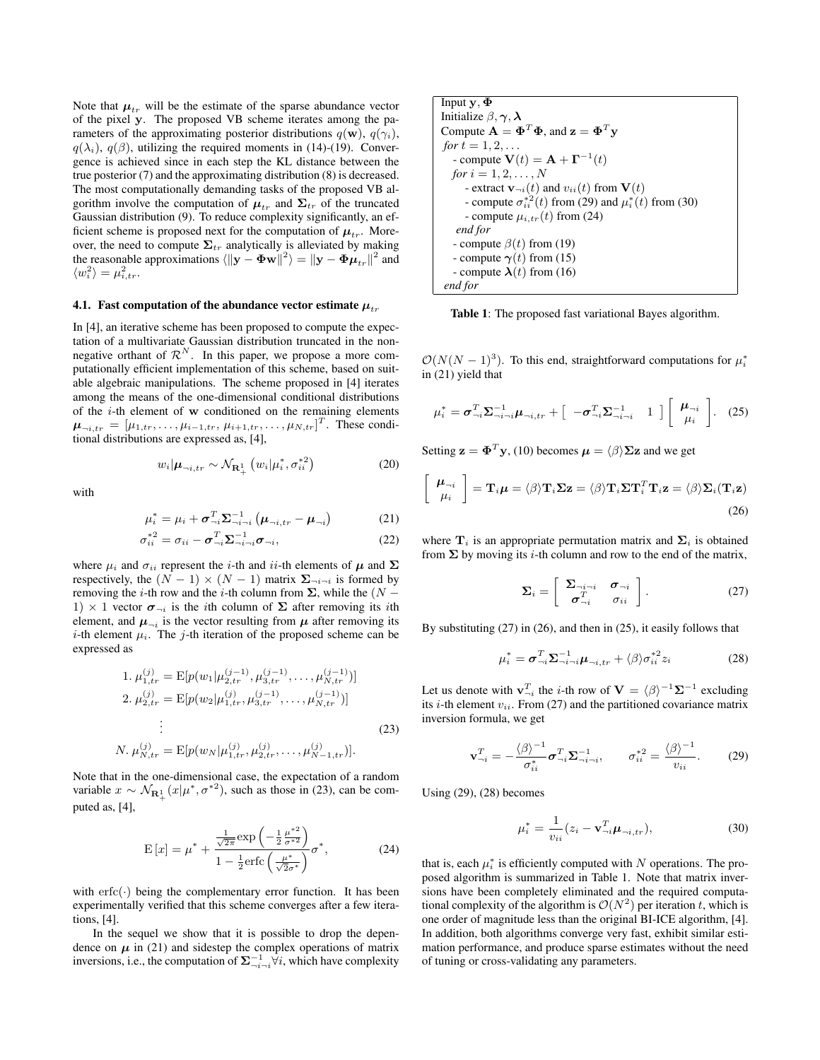Note that $\boldsymbol{\mu}_{tr}$ will be the estimate of the sparse abundance vector of the pixel $\mathbf{y}$. The proposed VB scheme iterates among the parameters of the approximating posterior distributions $q(\mathbf{w})$, $q(\gamma_i)$, $q(\lambda_i)$, $q(\beta)$, utilizing the required moments in (14)-(19). Convergence is achieved since in each step the KL distance between the true posterior (7) and the approximating distribution (8) is decreased. The most computationally demanding tasks of the proposed VB algorithm involve the computation of $\boldsymbol{\mu}_{tr}$ and $\boldsymbol{\Sigma}_{tr}$ of the truncated Gaussian distribution (9). To reduce complexity significantly, an efficient scheme is proposed next for the computation of $\boldsymbol{\mu}_{tr}$. Moreover, the need to compute $\boldsymbol{\Sigma}_{tr}$ analytically is alleviated by making the reasonable approximations $\langle\|\mathbf{y}-\boldsymbol{\Phi}\mathbf{w}\|^2\rangle = \|\mathbf{y}-\boldsymbol{\Phi}\boldsymbol{\mu}_{tr}\|^2$ and $\langle w_i^2\rangle = \mu_{i,tr}^2$.

### 4.1. Fast computation of the abundance vector estimate $\boldsymbol{\mu}_{tr}$

In [4], an iterative scheme has been proposed to compute the expectation of a multivariate Gaussian distribution truncated in the nonnegative orthant of $\mathcal{R}^N$. In this paper, we propose a more computationally efficient implementation of this scheme, based on suitable algebraic manipulations. The scheme proposed in [4] iterates among the means of the one-dimensional conditional distributions of the $i$-th element of $\mathbf{w}$ conditioned on the remaining elements $\boldsymbol{\mu}_{\neg i,tr} = [\mu_{1,tr},\ldots,\mu_{i-1,tr},\, \mu_{i+1,tr},\ldots,\mu_{N,tr}]^T$. These conditional distributions are expressed as, [4],

$$w_i|\boldsymbol{\mu}_{\neg i,tr} \sim \mathcal{N}_{\mathbf{R}_+^1}\left(w_i|\mu_i^*, \sigma_{ii}^{*2}\right) \tag{20}$$

with

$$\mu_i^* = \mu_i + \boldsymbol{\sigma}_{\neg i}^T \boldsymbol{\Sigma}_{\neg i\neg i}^{-1}\left(\boldsymbol{\mu}_{\neg i,tr} - \boldsymbol{\mu}_{\neg i}\right) \tag{21}$$

$$\sigma_{ii}^{*2} = \sigma_{ii} - \boldsymbol{\sigma}_{\neg i}^T \boldsymbol{\Sigma}_{\neg i\neg i}^{-1}\boldsymbol{\sigma}_{\neg i}, \tag{22}$$

where $\mu_i$ and $\sigma_{ii}$ represent the $i$-th and $ii$-th elements of $\boldsymbol{\mu}$ and $\boldsymbol{\Sigma}$ respectively, the $(N-1)\times(N-1)$ matrix $\boldsymbol{\Sigma}_{\neg i\neg i}$ is formed by removing the $i$-th row and the $i$-th column from $\boldsymbol{\Sigma}$, while the $(N-1)\times 1$ vector $\boldsymbol{\sigma}_{\neg i}$ is the $i$th column of $\boldsymbol{\Sigma}$ after removing its $i$th element, and $\boldsymbol{\mu}_{\neg i}$ is the vector resulting from $\boldsymbol{\mu}$ after removing its $i$-th element $\mu_i$. The $j$-th iteration of the proposed scheme can be expressed as

$$\begin{aligned}
&1.\ \mu_{1,tr}^{(j)} = \mathrm{E}[p(w_1|\mu_{2,tr}^{(j-1)}, \mu_{3,tr}^{(j-1)},\ldots,\mu_{N,tr}^{(j-1)})]\\
&2.\ \mu_{2,tr}^{(j)} = \mathrm{E}[p(w_2|\mu_{1,tr}^{(j)}, \mu_{3,tr}^{(j-1)},\ldots,\mu_{N,tr}^{(j-1)})]\\
&\qquad\vdots\\
&N.\ \mu_{N,tr}^{(j)} = \mathrm{E}[p(w_N|\mu_{1,tr}^{(j)}, \mu_{2,tr}^{(j)},\ldots,\mu_{N-1,tr}^{(j)})].
\end{aligned} \tag{23}$$

Note that in the one-dimensional case, the expectation of a random variable $x \sim \mathcal{N}_{\mathbf{R}_+^1}(x|\mu^*, \sigma^{*2})$, such as those in (23), can be computed as, [4],

$$\mathrm{E}\left[x\right] = \mu^* + \frac{\frac{1}{\sqrt{2\pi}}\exp\left(-\frac{1}{2}\frac{\mu^{*2}}{\sigma^{*2}}\right)}{1-\frac{1}{2}\mathrm{erfc}\left(\frac{\mu^*}{\sqrt{2}\sigma^*}\right)}\sigma^*, \tag{24}$$

with $\mathrm{erfc}(\cdot)$ being the complementary error function. It has been experimentally verified that this scheme converges after a few iterations, [4].

In the sequel we show that it is possible to drop the dependence on $\boldsymbol{\mu}$ in (21) and sidestep the complex operations of matrix inversions, i.e., the computation of $\boldsymbol{\Sigma}_{\neg i\neg i}^{-1}\forall i$, which have complexity $\mathcal{O}(N(N-1)^3)$. To this end, straightforward computations for $\mu_i^*$ in (21) yield that

$$\mu_i^* = \boldsymbol{\sigma}_{\neg i}^T\boldsymbol{\Sigma}_{\neg i\neg i}^{-1}\boldsymbol{\mu}_{\neg i,tr} + \left[\begin{array}{cc} -\boldsymbol{\sigma}_{\neg i}^T\boldsymbol{\Sigma}_{\neg i\neg i}^{-1} & 1\end{array}\right]\left[\begin{array}{c}\boldsymbol{\mu}_{\neg i}\\ \mu_i\end{array}\right]. \tag{25}$$

Setting $\mathbf{z} = \boldsymbol{\Phi}^T\mathbf{y}$, (10) becomes $\boldsymbol{\mu} = \langle\beta\rangle\boldsymbol{\Sigma}\mathbf{z}$ and we get

$$\left[\begin{array}{c}\boldsymbol{\mu}_{\neg i}\\ \mu_i\end{array}\right] = \mathbf{T}_i\boldsymbol{\mu} = \langle\beta\rangle\mathbf{T}_i\boldsymbol{\Sigma}\mathbf{z} = \langle\beta\rangle\mathbf{T}_i\boldsymbol{\Sigma}\mathbf{T}_i^T\mathbf{T}_i\mathbf{z} = \langle\beta\rangle\boldsymbol{\Sigma}_i(\mathbf{T}_i\mathbf{z}) \tag{26}$$

where $\mathbf{T}_i$ is an appropriate permutation matrix and $\boldsymbol{\Sigma}_i$ is obtained from $\boldsymbol{\Sigma}$ by moving its $i$-th column and row to the end of the matrix,

$$\boldsymbol{\Sigma}_i = \left[\begin{array}{cc}\boldsymbol{\Sigma}_{\neg i\neg i} & \boldsymbol{\sigma}_{\neg i}\\ \boldsymbol{\sigma}_{\neg i}^T & \sigma_{ii}\end{array}\right]. \tag{27}$$

By substituting (27) in (26), and then in (25), it easily follows that

$$\mu_i^* = \boldsymbol{\sigma}_{\neg i}^T\boldsymbol{\Sigma}_{\neg i\neg i}^{-1}\boldsymbol{\mu}_{\neg i,tr} + \langle\beta\rangle\sigma_{ii}^{*2}z_i \tag{28}$$

Let us denote with $\mathbf{v}_{\neg i}^T$ the $i$-th row of $\mathbf{V} = \langle\beta\rangle^{-1}\boldsymbol{\Sigma}^{-1}$ excluding its $i$-th element $v_{ii}$. From (27) and the partitioned covariance matrix inversion formula, we get

$$\mathbf{v}_{\neg i}^T = -\frac{\langle\beta\rangle^{-1}}{\sigma_{ii}^*}\boldsymbol{\sigma}_{\neg i}^T\boldsymbol{\Sigma}_{\neg i\neg i}^{-1}, \qquad \sigma_{ii}^{*2} = \frac{\langle\beta\rangle^{-1}}{v_{ii}}. \tag{29}$$

Using (29), (28) becomes

$$\mu_i^* = \frac{1}{v_{ii}}(z_i - \mathbf{v}_{\neg i}^T\boldsymbol{\mu}_{\neg i,tr}), \tag{30}$$

that is, each $\mu_i^*$ is efficiently computed with $N$ operations. The proposed algorithm is summarized in Table 1. Note that matrix inversions have been completely eliminated and the required computational complexity of the algorithm is $\mathcal{O}(N^2)$ per iteration $t$, which is one order of magnitude less than the original BI-ICE algorithm, [4]. In addition, both algorithms converge very fast, exhibit similar estimation performance, and produce sparse estimates without the need of tuning or cross-validating any parameters.

```
Input y, Φ
Initialize β, γ, λ
Compute A = Φ^T Φ, and z = Φ^T y
for t = 1, 2, ...
   - compute V(t) = A + Γ^{-1}(t)
   for i = 1, 2, ..., N
      - extract v_{¬i}(t) and v_{ii}(t) from V(t)
      - compute σ*²_{ii}(t) from (29) and μ*_i(t) from (30)
      - compute μ_{i,tr}(t) from (24)
   end for
   - compute β(t) from (19)
   - compute γ(t) from (15)
   - compute λ(t) from (16)
end for
```

**Table 1**: The proposed fast variational Bayes algorithm.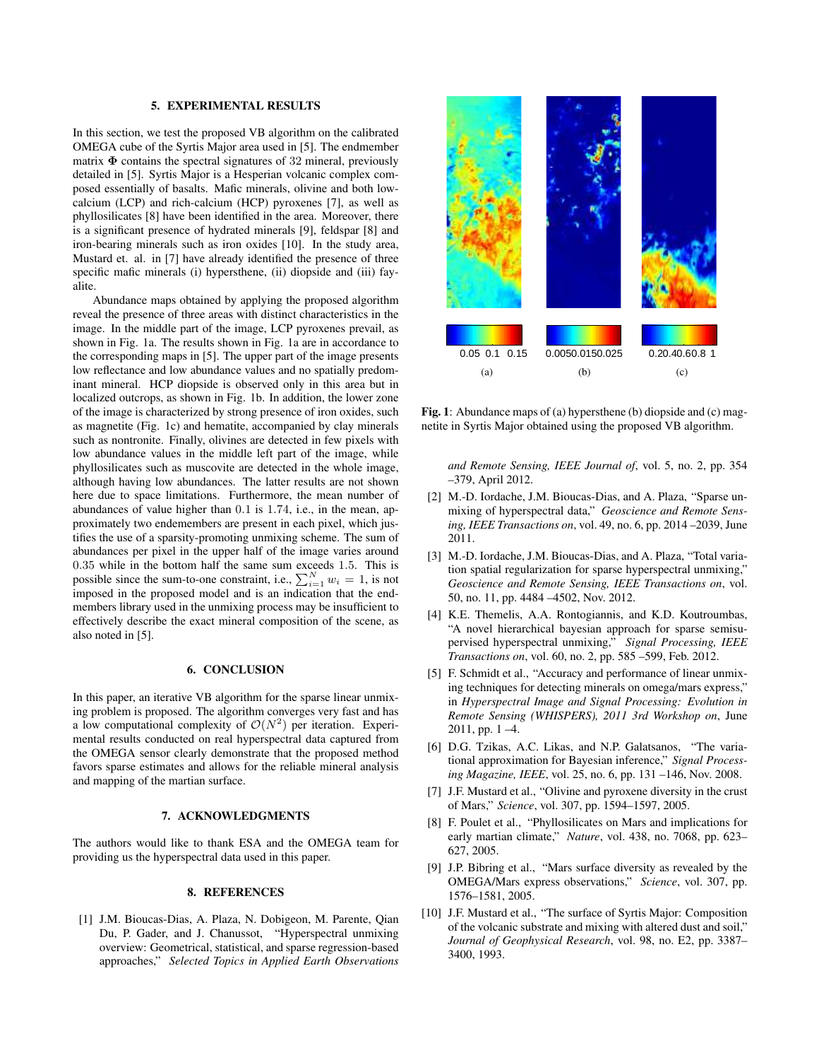## 5. EXPERIMENTAL RESULTS

In this section, we test the proposed VB algorithm on the calibrated OMEGA cube of the Syrtis Major area used in [5]. The endmember matrix $\mathbf{\Phi}$ contains the spectral signatures of $32$ mineral, previously detailed in [5]. Syrtis Major is a Hesperian volcanic complex composed essentially of basalts. Mafic minerals, olivine and both low-calcium (LCP) and rich-calcium (HCP) pyroxenes [7], as well as phyllosilicates [8] have been identified in the area. Moreover, there is a significant presence of hydrated minerals [9], feldspar [8] and iron-bearing minerals such as iron oxides [10]. In the study area, Mustard et. al. in [7] have already identified the presence of three specific mafic minerals (i) hypersthene, (ii) diopside and (iii) fayalite.

Abundance maps obtained by applying the proposed algorithm reveal the presence of three areas with distinct characteristics in the image. In the middle part of the image, LCP pyroxenes prevail, as shown in Fig. 1a. The results shown in Fig. 1a are in accordance to the corresponding maps in [5]. The upper part of the image presents low reflectance and low abundance values and no spatially predominant mineral. HCP diopside is observed only in this area but in localized outcrops, as shown in Fig. 1b. In addition, the lower zone of the image is characterized by strong presence of iron oxides, such as magnetite (Fig. 1c) and hematite, accompanied by clay minerals such as nontronite. Finally, olivines are detected in few pixels with low abundance values in the middle left part of the image, while phyllosilicates such as muscovite are detected in the whole image, although having low abundances. The latter results are not shown here due to space limitations. Furthermore, the mean number of abundances of value higher than $0.1$ is $1.74$, i.e., in the mean, approximately two endemembers are present in each pixel, which justifies the use of a sparsity-promoting unmixing scheme. The sum of abundances per pixel in the upper half of the image varies around $0.35$ while in the bottom half the same sum exceeds $1.5$. This is possible since the sum-to-one constraint, i.e., $\sum_{i=1}^{N} w_i = 1$, is not imposed in the proposed model and is an indication that the endmembers library used in the unmixing process may be insufficient to effectively describe the exact mineral composition of the scene, as also noted in [5].

0.05 0.1 0.15

(a)

0.0050.0150.025

(b)

0.20.40.60.8 1

(c)

**Fig. 1**: Abundance maps of (a) hypersthene (b) diopside and (c) magnetite in Syrtis Major obtained using the proposed VB algorithm.

## 6. CONCLUSION

In this paper, an iterative VB algorithm for the sparse linear unmixing problem is proposed. The algorithm converges very fast and has a low computational complexity of $\mathcal{O}(N^2)$ per iteration. Experimental results conducted on real hyperspectral data captured from the OMEGA sensor clearly demonstrate that the proposed method favors sparse estimates and allows for the reliable mineral analysis and mapping of the martian surface.

## 7. ACKNOWLEDGMENTS

The authors would like to thank ESA and the OMEGA team for providing us the hyperspectral data used in this paper.

## 8. REFERENCES

[1] J.M. Bioucas-Dias, A. Plaza, N. Dobigeon, M. Parente, Qian Du, P. Gader, and J. Chanussot, "Hyperspectral unmixing overview: Geometrical, statistical, and sparse regression-based approaches," *Selected Topics in Applied Earth Observations and Remote Sensing, IEEE Journal of*, vol. 5, no. 2, pp. 354 –379, April 2012.

[2] M.-D. Iordache, J.M. Bioucas-Dias, and A. Plaza, "Sparse unmixing of hyperspectral data," *Geoscience and Remote Sensing, IEEE Transactions on*, vol. 49, no. 6, pp. 2014 –2039, June 2011.

[3] M.-D. Iordache, J.M. Bioucas-Dias, and A. Plaza, "Total variation spatial regularization for sparse hyperspectral unmixing," *Geoscience and Remote Sensing, IEEE Transactions on*, vol. 50, no. 11, pp. 4484 –4502, Nov. 2012.

[4] K.E. Themelis, A.A. Rontogiannis, and K.D. Koutroumbas, "A novel hierarchical bayesian approach for sparse semisupervised hyperspectral unmixing," *Signal Processing, IEEE Transactions on*, vol. 60, no. 2, pp. 585 –599, Feb. 2012.

[5] F. Schmidt et al., "Accuracy and performance of linear unmixing techniques for detecting minerals on omega/mars express," in *Hyperspectral Image and Signal Processing: Evolution in Remote Sensing (WHISPERS), 2011 3rd Workshop on*, June 2011, pp. 1 –4.

[6] D.G. Tzikas, A.C. Likas, and N.P. Galatsanos, "The variational approximation for Bayesian inference," *Signal Processing Magazine, IEEE*, vol. 25, no. 6, pp. 131 –146, Nov. 2008.

[7] J.F. Mustard et al., "Olivine and pyroxene diversity in the crust of Mars," *Science*, vol. 307, pp. 1594–1597, 2005.

[8] F. Poulet et al., "Phyllosilicates on Mars and implications for early martian climate," *Nature*, vol. 438, no. 7068, pp. 623–627, 2005.

[9] J.P. Bibring et al., "Mars surface diversity as revealed by the OMEGA/Mars express observations," *Science*, vol. 307, pp. 1576–1581, 2005.

[10] J.F. Mustard et al., "The surface of Syrtis Major: Composition of the volcanic substrate and mixing with altered dust and soil," *Journal of Geophysical Research*, vol. 98, no. E2, pp. 3387–3400, 1993.